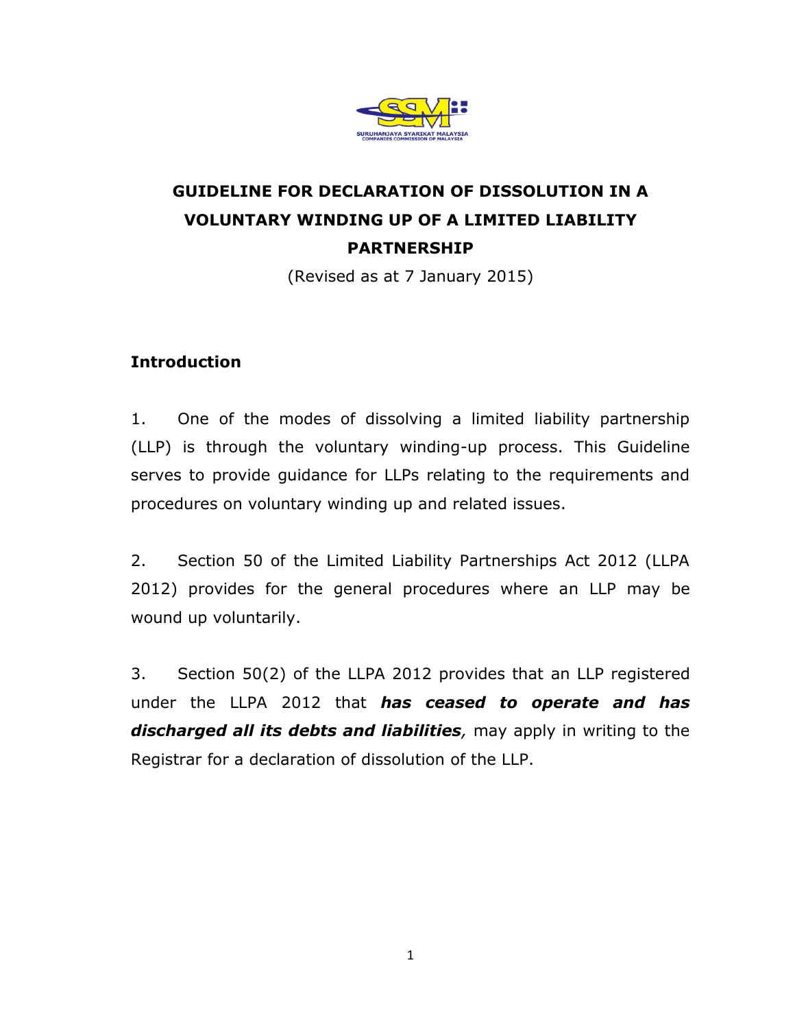SURUHANJAYA SYARIKAT MALAYSIA
COMPANIES COMMISSION OF MALAYSIA

# GUIDELINE FOR DECLARATION OF DISSOLUTION IN A VOLUNTARY WINDING UP OF A LIMITED LIABILITY PARTNERSHIP

(Revised as at 7 January 2015)

## Introduction

1. One of the modes of dissolving a limited liability partnership (LLP) is through the voluntary winding-up process. This Guideline serves to provide guidance for LLPs relating to the requirements and procedures on voluntary winding up and related issues.

2. Section 50 of the Limited Liability Partnerships Act 2012 (LLPA 2012) provides for the general procedures where an LLP may be wound up voluntarily.

3. Section 50(2) of the LLPA 2012 provides that an LLP registered under the LLPA 2012 that ***has ceased to operate and has discharged all its debts and liabilities****,* may apply in writing to the Registrar for a declaration of dissolution of the LLP.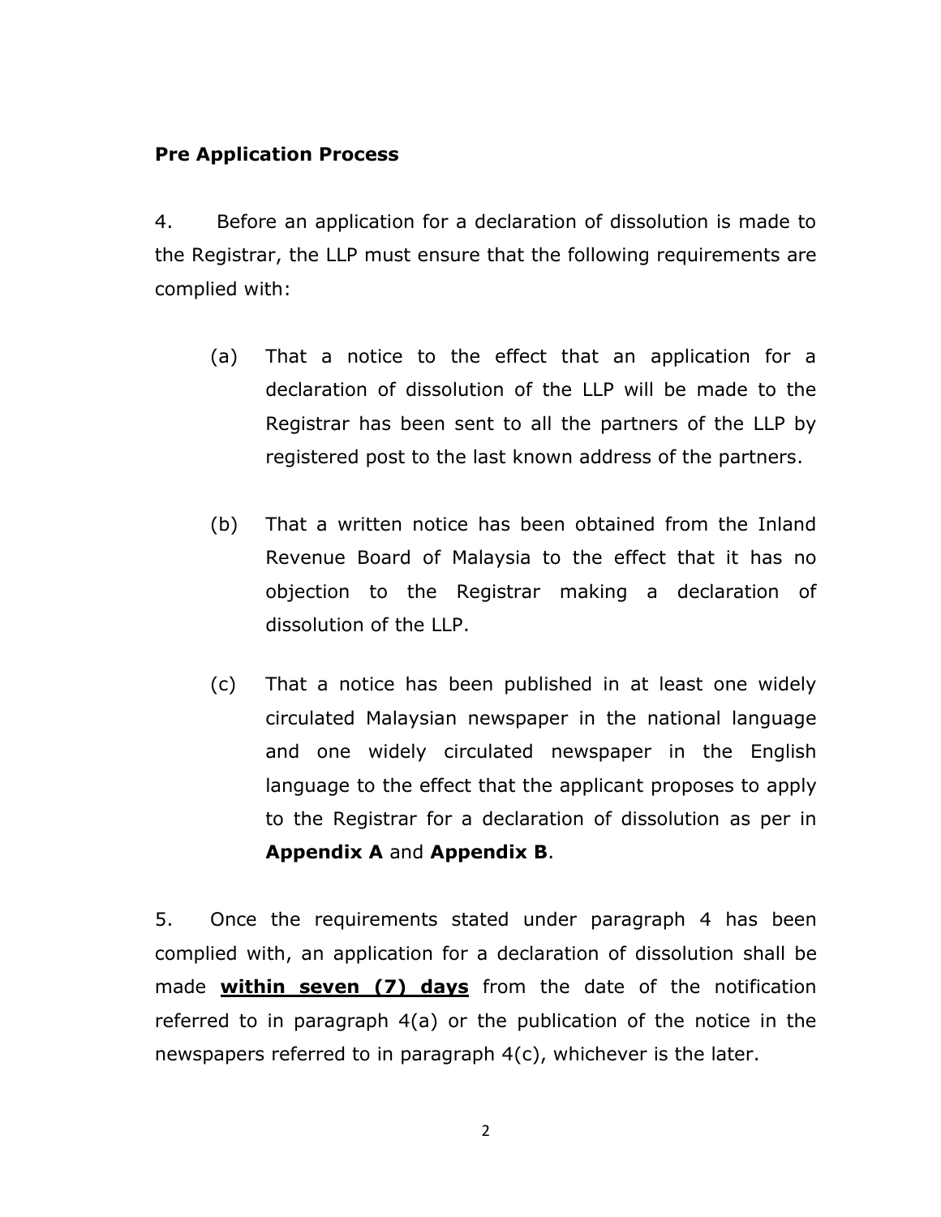**Pre Application Process**

4. Before an application for a declaration of dissolution is made to the Registrar, the LLP must ensure that the following requirements are complied with:

(a) That a notice to the effect that an application for a declaration of dissolution of the LLP will be made to the Registrar has been sent to all the partners of the LLP by registered post to the last known address of the partners.

(b) That a written notice has been obtained from the Inland Revenue Board of Malaysia to the effect that it has no objection to the Registrar making a declaration of dissolution of the LLP.

(c) That a notice has been published in at least one widely circulated Malaysian newspaper in the national language and one widely circulated newspaper in the English language to the effect that the applicant proposes to apply to the Registrar for a declaration of dissolution as per in **Appendix A** and **Appendix B**.

5. Once the requirements stated under paragraph 4 has been complied with, an application for a declaration of dissolution shall be made <u>**within seven (7) days**</u> from the date of the notification referred to in paragraph 4(a) or the publication of the notice in the newspapers referred to in paragraph 4(c), whichever is the later.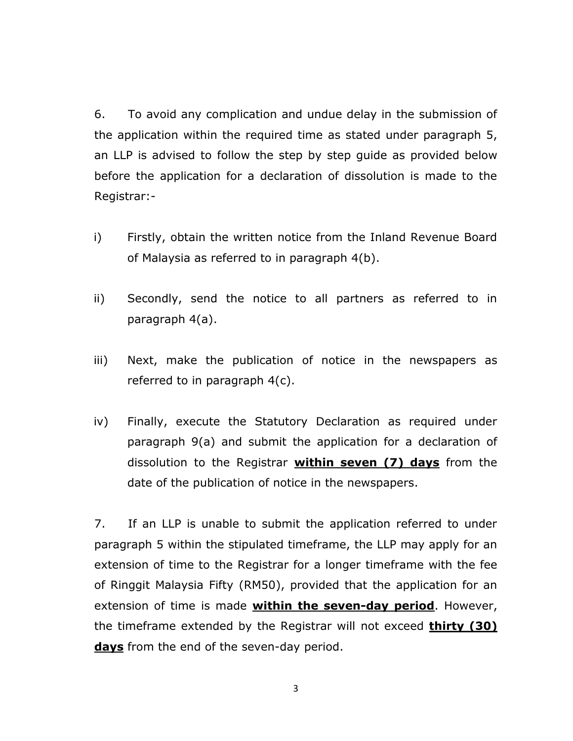6. To avoid any complication and undue delay in the submission of the application within the required time as stated under paragraph 5, an LLP is advised to follow the step by step guide as provided below before the application for a declaration of dissolution is made to the Registrar:-

i) Firstly, obtain the written notice from the Inland Revenue Board of Malaysia as referred to in paragraph 4(b).

ii) Secondly, send the notice to all partners as referred to in paragraph 4(a).

iii) Next, make the publication of notice in the newspapers as referred to in paragraph 4(c).

iv) Finally, execute the Statutory Declaration as required under paragraph 9(a) and submit the application for a declaration of dissolution to the Registrar **within seven (7) days** from the date of the publication of notice in the newspapers.

7. If an LLP is unable to submit the application referred to under paragraph 5 within the stipulated timeframe, the LLP may apply for an extension of time to the Registrar for a longer timeframe with the fee of Ringgit Malaysia Fifty (RM50), provided that the application for an extension of time is made **within the seven-day period**. However, the timeframe extended by the Registrar will not exceed **thirty (30) days** from the end of the seven-day period.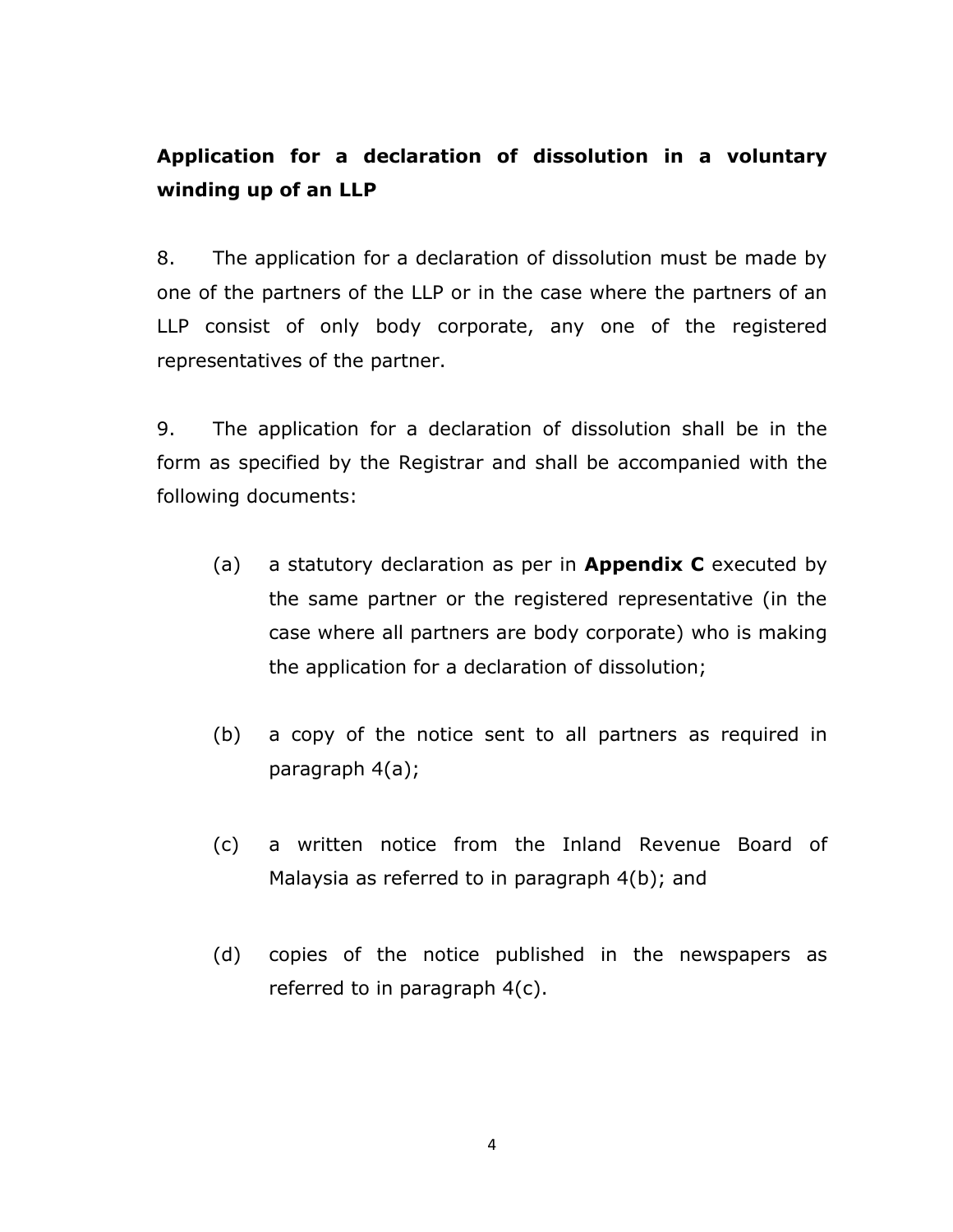**Application for a declaration of dissolution in a voluntary winding up of an LLP**

8. The application for a declaration of dissolution must be made by one of the partners of the LLP or in the case where the partners of an LLP consist of only body corporate, any one of the registered representatives of the partner.

9. The application for a declaration of dissolution shall be in the form as specified by the Registrar and shall be accompanied with the following documents:

(a) a statutory declaration as per in **Appendix C** executed by the same partner or the registered representative (in the case where all partners are body corporate) who is making the application for a declaration of dissolution;

(b) a copy of the notice sent to all partners as required in paragraph 4(a);

(c) a written notice from the Inland Revenue Board of Malaysia as referred to in paragraph 4(b); and

(d) copies of the notice published in the newspapers as referred to in paragraph 4(c).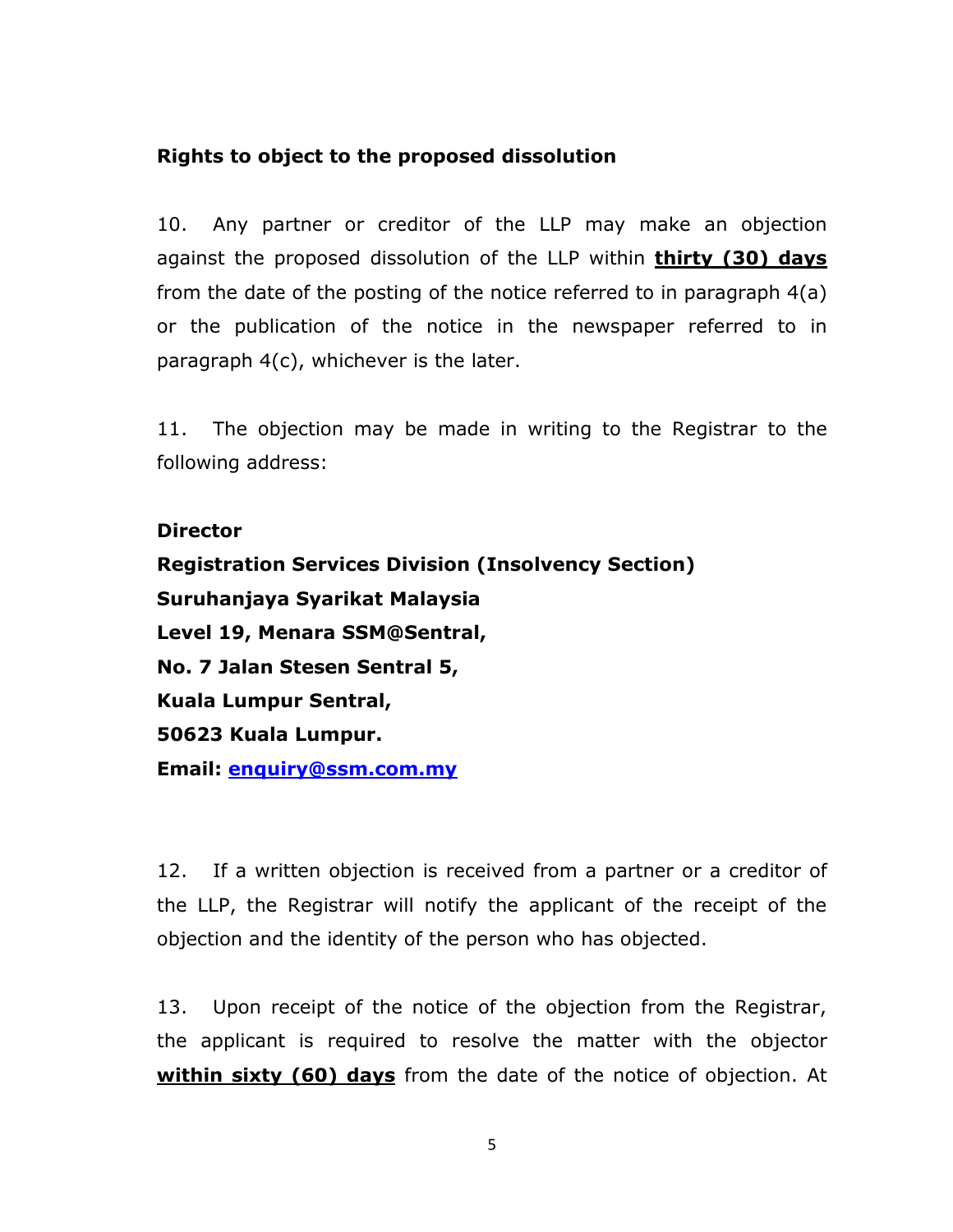**Rights to object to the proposed dissolution**

10. Any partner or creditor of the LLP may make an objection against the proposed dissolution of the LLP within **thirty (30) days** from the date of the posting of the notice referred to in paragraph 4(a) or the publication of the notice in the newspaper referred to in paragraph 4(c), whichever is the later.

11. The objection may be made in writing to the Registrar to the following address:

**Director**
**Registration Services Division (Insolvency Section)**
**Suruhanjaya Syarikat Malaysia**
**Level 19, Menara SSM@Sentral,**
**No. 7 Jalan Stesen Sentral 5,**
**Kuala Lumpur Sentral,**
**50623 Kuala Lumpur.**
**Email: enquiry@ssm.com.my**

12. If a written objection is received from a partner or a creditor of the LLP, the Registrar will notify the applicant of the receipt of the objection and the identity of the person who has objected.

13. Upon receipt of the notice of the objection from the Registrar, the applicant is required to resolve the matter with the objector **within sixty (60) days** from the date of the notice of objection. At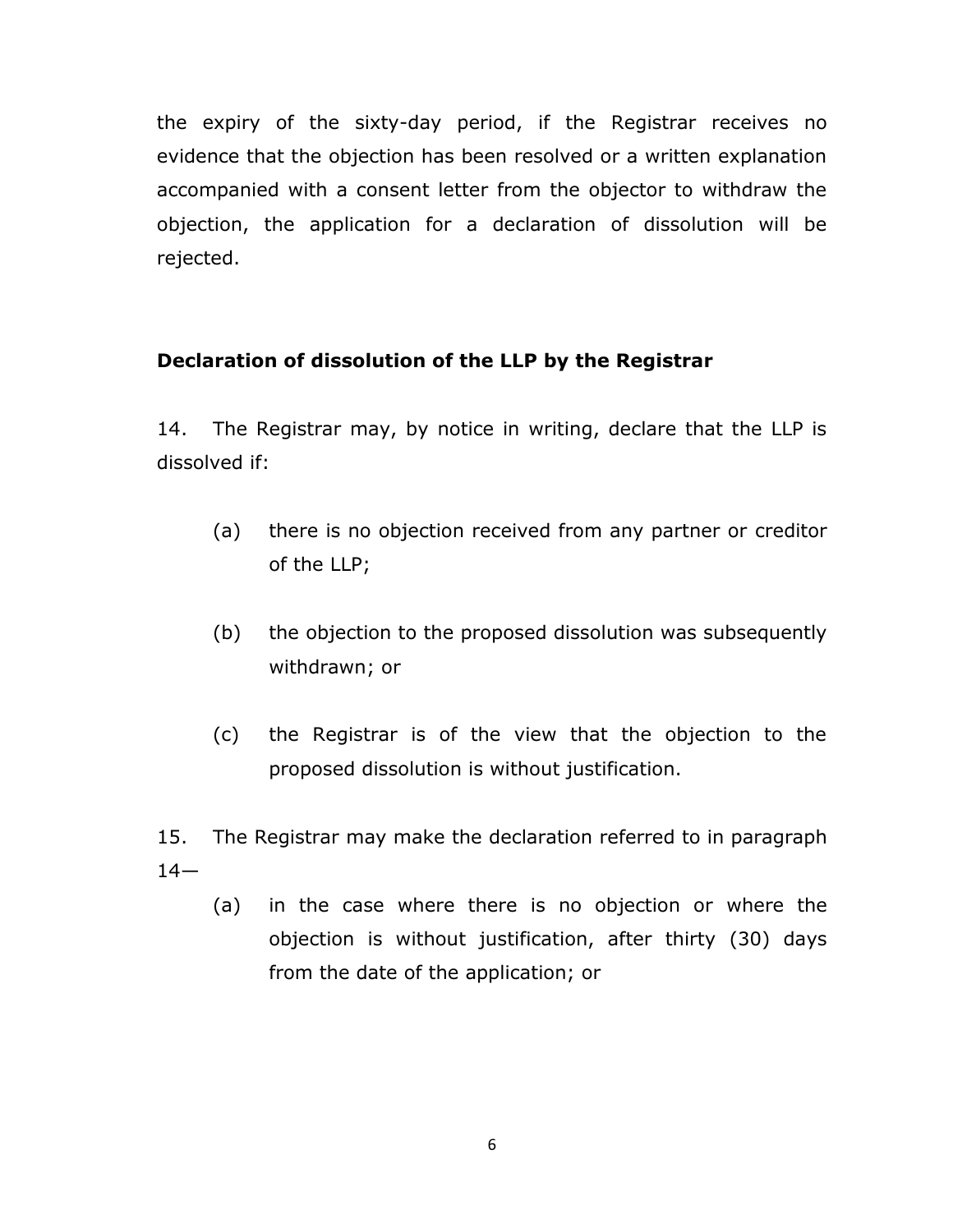the expiry of the sixty-day period, if the Registrar receives no evidence that the objection has been resolved or a written explanation accompanied with a consent letter from the objector to withdraw the objection, the application for a declaration of dissolution will be rejected.

## Declaration of dissolution of the LLP by the Registrar

14. The Registrar may, by notice in writing, declare that the LLP is dissolved if:

(a) there is no objection received from any partner or creditor of the LLP;

(b) the objection to the proposed dissolution was subsequently withdrawn; or

(c) the Registrar is of the view that the objection to the proposed dissolution is without justification.

15. The Registrar may make the declaration referred to in paragraph 14—

(a) in the case where there is no objection or where the objection is without justification, after thirty (30) days from the date of the application; or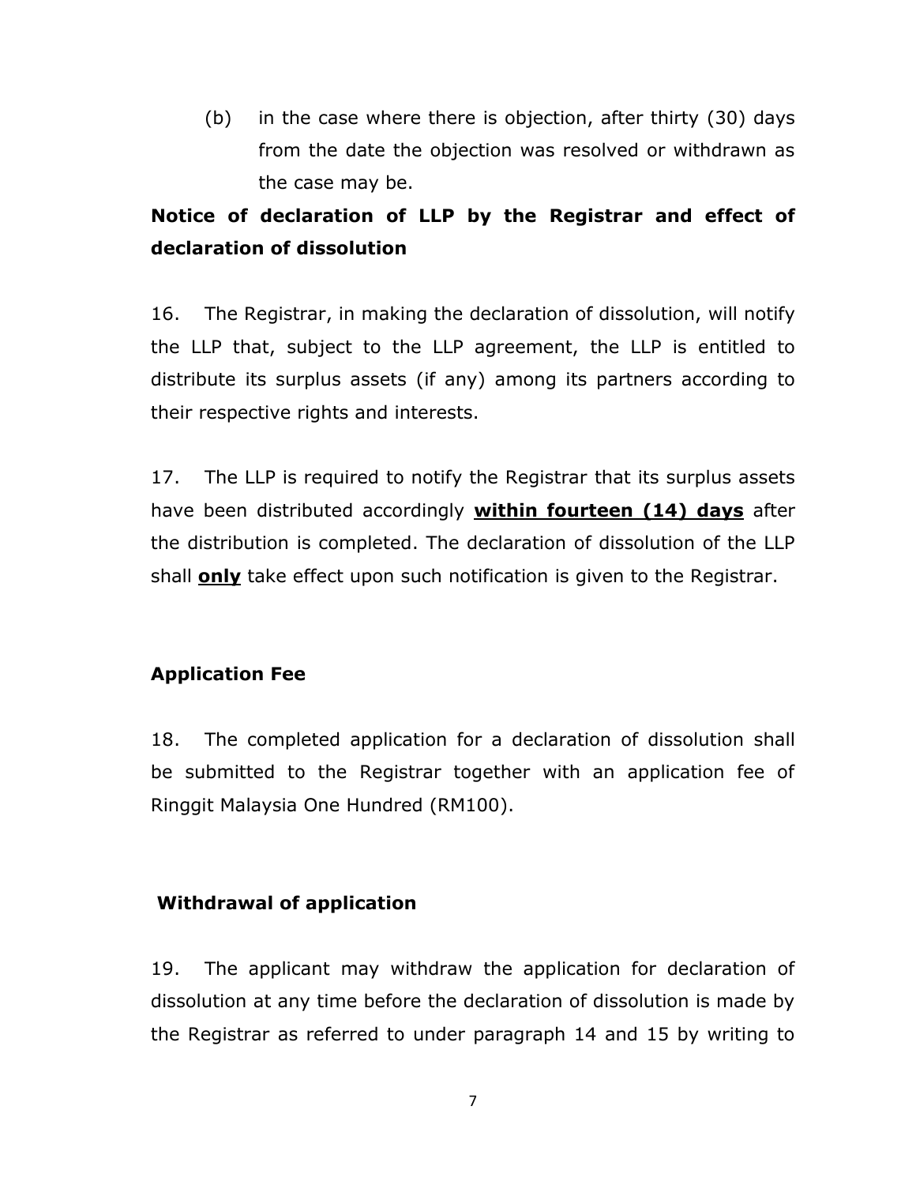(b) in the case where there is objection, after thirty (30) days from the date the objection was resolved or withdrawn as the case may be.

**Notice of declaration of LLP by the Registrar and effect of declaration of dissolution**

16. The Registrar, in making the declaration of dissolution, will notify the LLP that, subject to the LLP agreement, the LLP is entitled to distribute its surplus assets (if any) among its partners according to their respective rights and interests.

17. The LLP is required to notify the Registrar that its surplus assets have been distributed accordingly <u>**within fourteen (14) days**</u> after the distribution is completed. The declaration of dissolution of the LLP shall <u>**only**</u> take effect upon such notification is given to the Registrar.

**Application Fee**

18. The completed application for a declaration of dissolution shall be submitted to the Registrar together with an application fee of Ringgit Malaysia One Hundred (RM100).

**Withdrawal of application**

19. The applicant may withdraw the application for declaration of dissolution at any time before the declaration of dissolution is made by the Registrar as referred to under paragraph 14 and 15 by writing to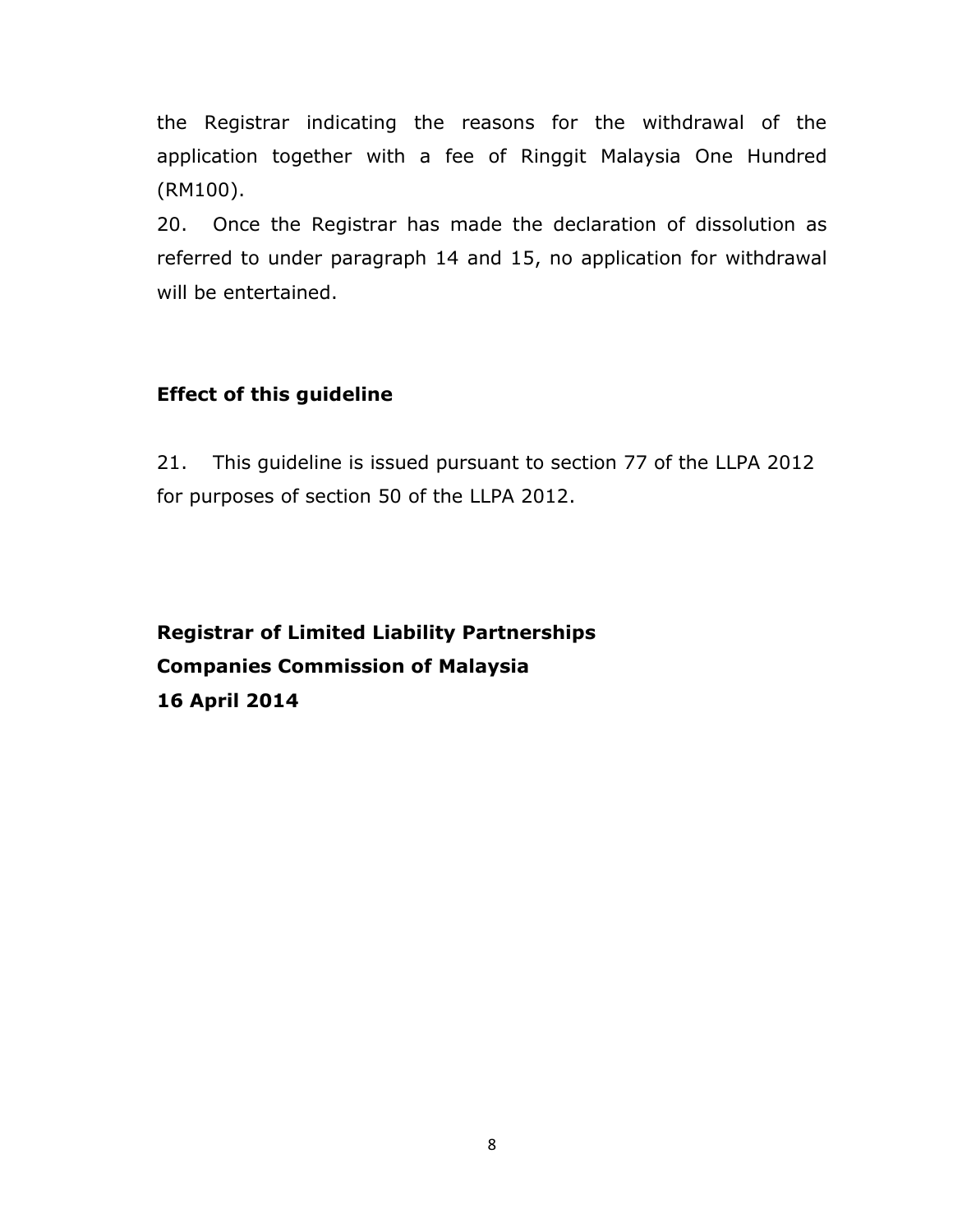the Registrar indicating the reasons for the withdrawal of the application together with a fee of Ringgit Malaysia One Hundred (RM100).

20. Once the Registrar has made the declaration of dissolution as referred to under paragraph 14 and 15, no application for withdrawal will be entertained.

## Effect of this guideline

21. This guideline is issued pursuant to section 77 of the LLPA 2012 for purposes of section 50 of the LLPA 2012.

**Registrar of Limited Liability Partnerships**
**Companies Commission of Malaysia**
**16 April 2014**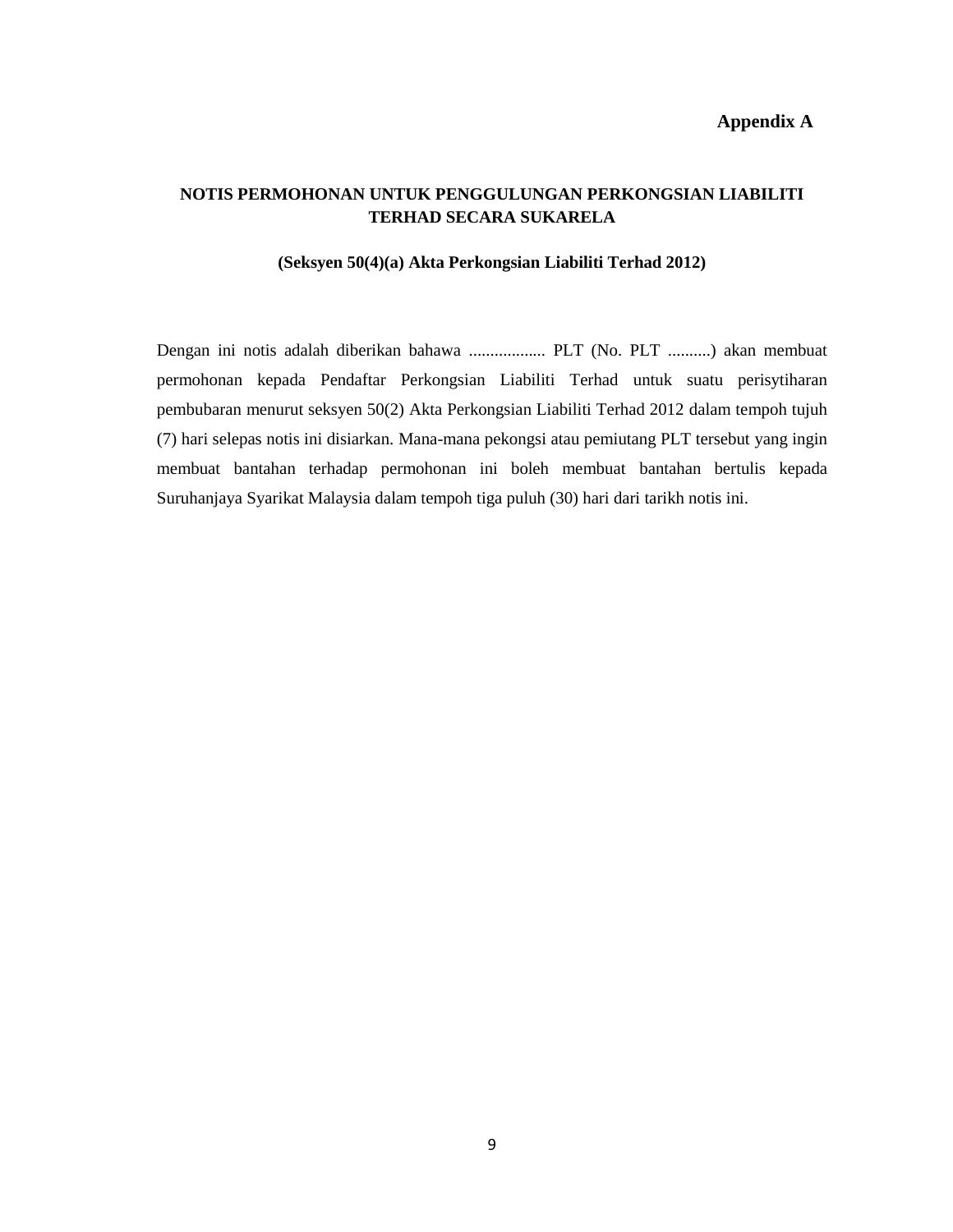**Appendix A**

## NOTIS PERMOHONAN UNTUK PENGGULUNGAN PERKONGSIAN LIABILITI TERHAD SECARA SUKARELA

**(Seksyen 50(4)(a) Akta Perkongsian Liabiliti Terhad 2012)**

Dengan ini notis adalah diberikan bahawa .................. PLT (No. PLT ..........) akan membuat permohonan kepada Pendaftar Perkongsian Liabiliti Terhad untuk suatu perisytiharan pembubaran menurut seksyen 50(2) Akta Perkongsian Liabiliti Terhad 2012 dalam tempoh tujuh (7) hari selepas notis ini disiarkan. Mana-mana pekongsi atau pemiutang PLT tersebut yang ingin membuat bantahan terhadap permohonan ini boleh membuat bantahan bertulis kepada Suruhanjaya Syarikat Malaysia dalam tempoh tiga puluh (30) hari dari tarikh notis ini.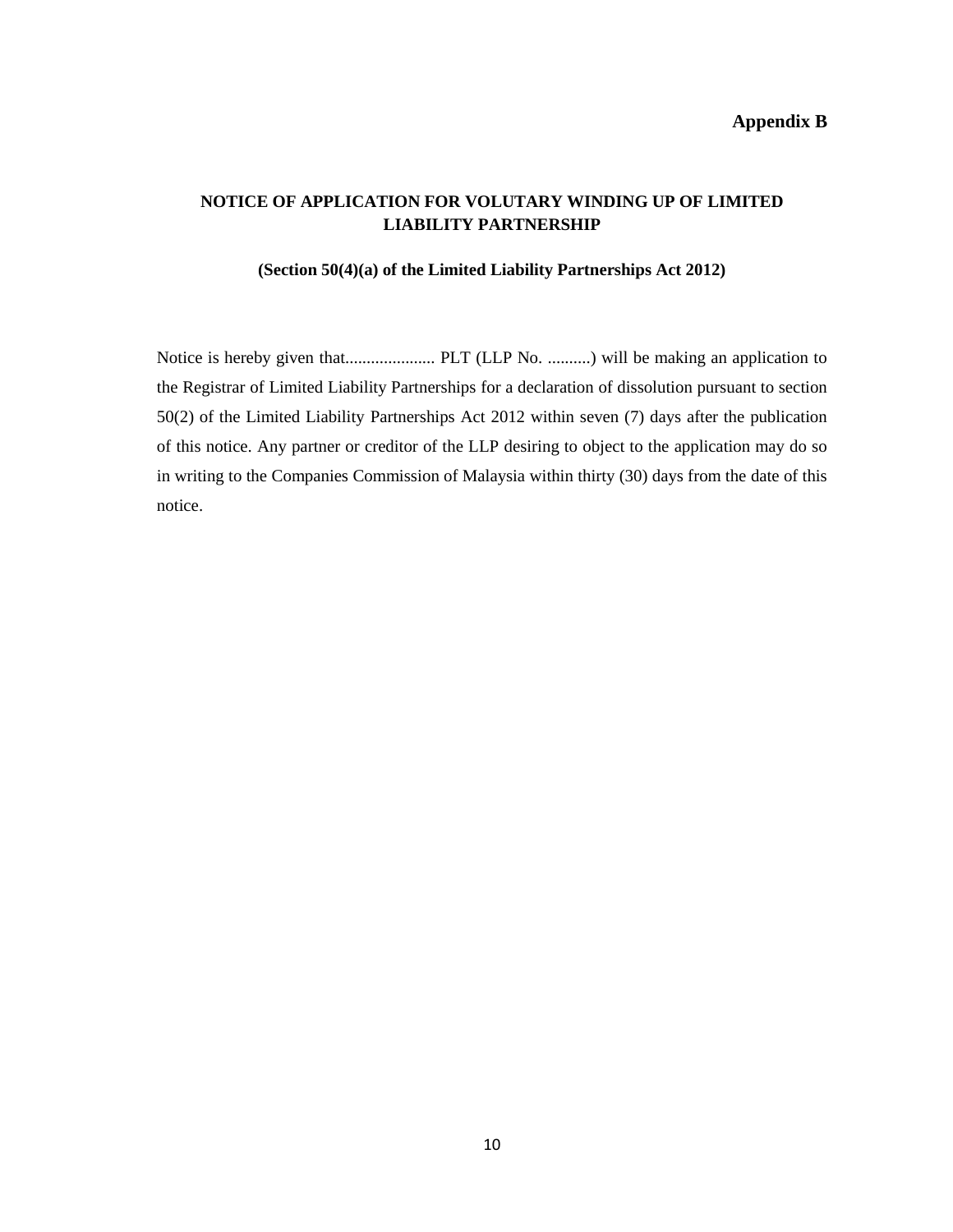**Appendix B**

## NOTICE OF APPLICATION FOR VOLUTARY WINDING UP OF LIMITED LIABILITY PARTNERSHIP

**(Section 50(4)(a) of the Limited Liability Partnerships Act 2012)**

Notice is hereby given that..................... PLT (LLP No. ..........) will be making an application to the Registrar of Limited Liability Partnerships for a declaration of dissolution pursuant to section 50(2) of the Limited Liability Partnerships Act 2012 within seven (7) days after the publication of this notice. Any partner or creditor of the LLP desiring to object to the application may do so in writing to the Companies Commission of Malaysia within thirty (30) days from the date of this notice.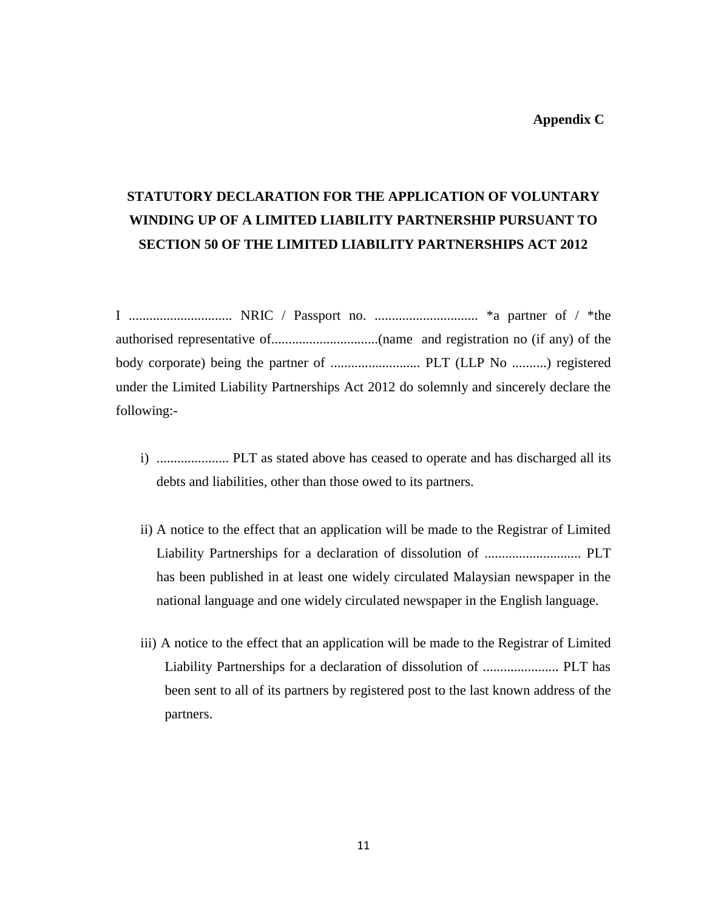**Appendix C**

# STATUTORY DECLARATION FOR THE APPLICATION OF VOLUNTARY WINDING UP OF A LIMITED LIABILITY PARTNERSHIP PURSUANT TO SECTION 50 OF THE LIMITED LIABILITY PARTNERSHIPS ACT 2012

I .............................. NRIC / Passport no. .............................. *a partner of / *the authorised representative of...............................(name and registration no (if any) of the body corporate) being the partner of .......................... PLT (LLP No ..........) registered under the Limited Liability Partnerships Act 2012 do solemnly and sincerely declare the following:-

i) ..................... PLT as stated above has ceased to operate and has discharged all its debts and liabilities, other than those owed to its partners.

ii) A notice to the effect that an application will be made to the Registrar of Limited Liability Partnerships for a declaration of dissolution of ............................ PLT has been published in at least one widely circulated Malaysian newspaper in the national language and one widely circulated newspaper in the English language.

iii) A notice to the effect that an application will be made to the Registrar of Limited Liability Partnerships for a declaration of dissolution of ...................... PLT has been sent to all of its partners by registered post to the last known address of the partners.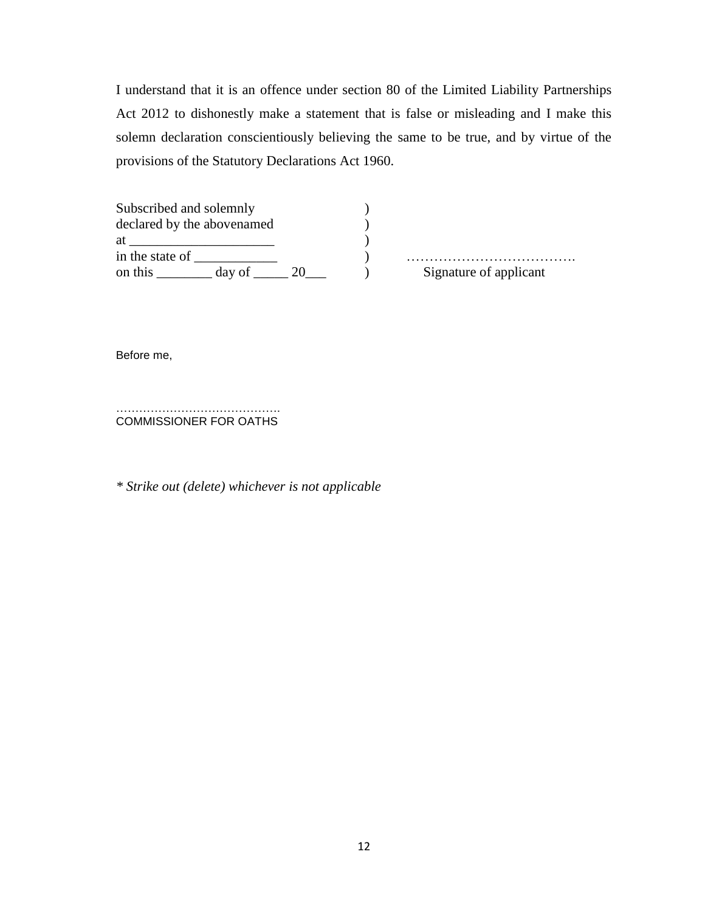I understand that it is an offence under section 80 of the Limited Liability Partnerships Act 2012 to dishonestly make a statement that is false or misleading and I make this solemn declaration conscientiously believing the same to be true, and by virtue of the provisions of the Statutory Declarations Act 1960.

| | | |
|---|---|---|
| Subscribed and solemnly | ) | |
| declared by the abovenamed | ) | |
| at _____________________ | ) | |
| in the state of ____________ | ) | ………………………………. |
| on this ________ day of _____ 20___ | ) | Signature of applicant |

Before me,

…………………………………….
COMMISSIONER FOR OATHS

*\* Strike out (delete) whichever is not applicable*